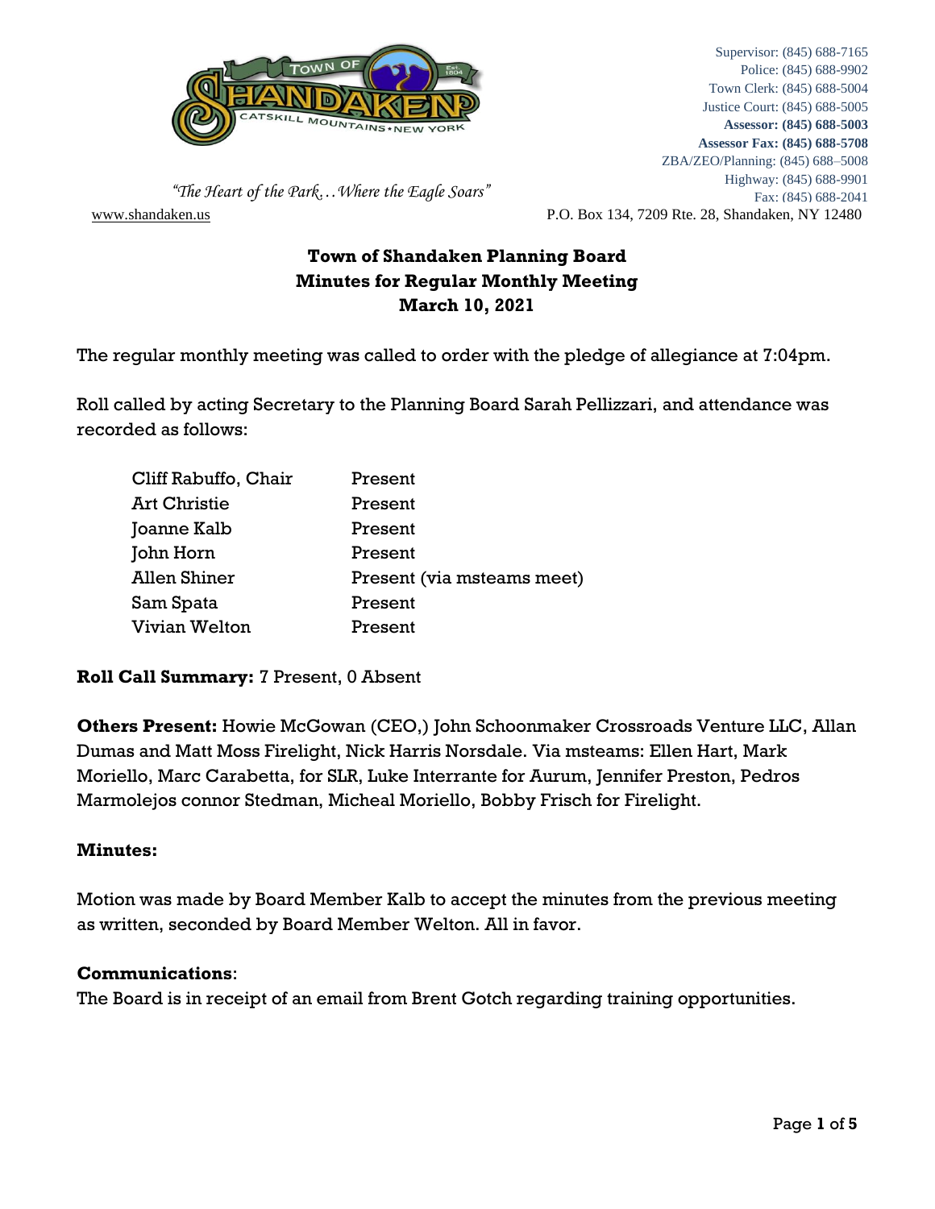"The Heart of the Park…Where the Eagle Soars"

www.shandaken.us

Supervisor: (845) 688-7165
Police: (845) 688-9902
Town Clerk: (845) 688-5004
Justice Court: (845) 688-5005
**Assessor: (845) 688-5003**
**Assessor Fax: (845) 688-5708**
ZBA/ZEO/Planning: (845) 688–5008
Highway: (845) 688-9901
Fax: (845) 688-2041

P.O. Box 134, 7209 Rte. 28, Shandaken, NY 12480

# Town of Shandaken Planning Board
## Minutes for Regular Monthly Meeting
## March 10, 2021

The regular monthly meeting was called to order with the pledge of allegiance at 7:04pm.

Roll called by acting Secretary to the Planning Board Sarah Pellizzari, and attendance was recorded as follows:

| | |
|---|---|
| Cliff Rabuffo, Chair | Present |
| Art Christie | Present |
| Joanne Kalb | Present |
| John Horn | Present |
| Allen Shiner | Present (via msteams meet) |
| Sam Spata | Present |
| Vivian Welton | Present |

**Roll Call Summary:** 7 Present, 0 Absent

**Others Present:** Howie McGowan (CEO,) John Schoonmaker Crossroads Venture LLC, Allan Dumas and Matt Moss Firelight, Nick Harris Norsdale. Via msteams: Ellen Hart, Mark Moriello, Marc Carabetta, for SLR, Luke Interrante for Aurum, Jennifer Preston, Pedros Marmolejos connor Stedman, Micheal Moriello, Bobby Frisch for Firelight.

**Minutes:**

Motion was made by Board Member Kalb to accept the minutes from the previous meeting as written, seconded by Board Member Welton. All in favor.

**Communications**:
The Board is in receipt of an email from Brent Gotch regarding training opportunities.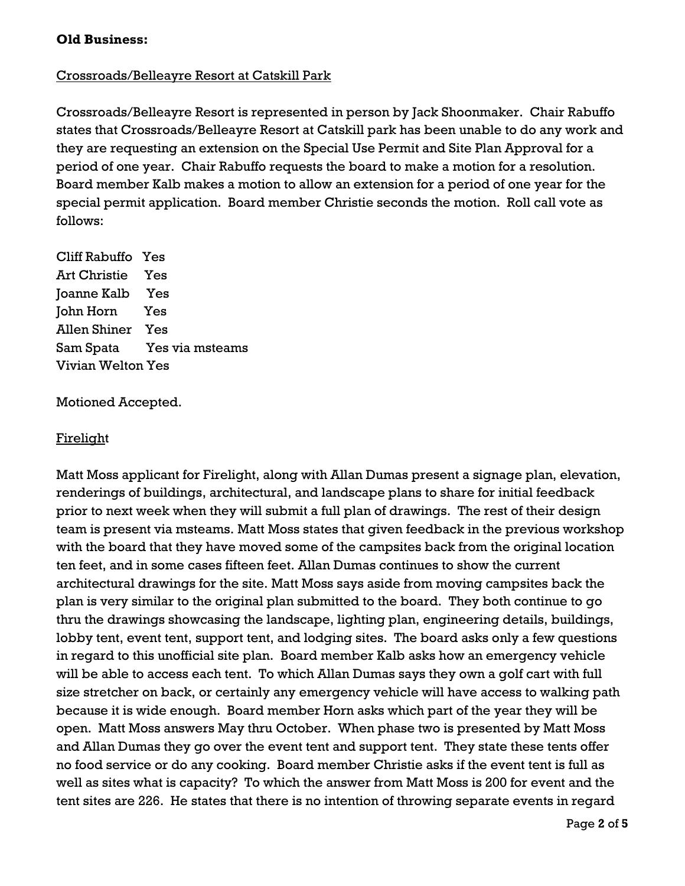**Old Business:**

Crossroads/Belleayre Resort at Catskill Park

Crossroads/Belleayre Resort is represented in person by Jack Shoonmaker. Chair Rabuffo states that Crossroads/Belleayre Resort at Catskill park has been unable to do any work and they are requesting an extension on the Special Use Permit and Site Plan Approval for a period of one year. Chair Rabuffo requests the board to make a motion for a resolution. Board member Kalb makes a motion to allow an extension for a period of one year for the special permit application. Board member Christie seconds the motion. Roll call vote as follows:

Cliff Rabuffo Yes
Art Christie Yes
Joanne Kalb Yes
John Horn Yes
Allen Shiner Yes
Sam Spata Yes via msteams
Vivian Welton Yes

Motioned Accepted.

Firelight

Matt Moss applicant for Firelight, along with Allan Dumas present a signage plan, elevation, renderings of buildings, architectural, and landscape plans to share for initial feedback prior to next week when they will submit a full plan of drawings. The rest of their design team is present via msteams. Matt Moss states that given feedback in the previous workshop with the board that they have moved some of the campsites back from the original location ten feet, and in some cases fifteen feet. Allan Dumas continues to show the current architectural drawings for the site. Matt Moss says aside from moving campsites back the plan is very similar to the original plan submitted to the board. They both continue to go thru the drawings showcasing the landscape, lighting plan, engineering details, buildings, lobby tent, event tent, support tent, and lodging sites. The board asks only a few questions in regard to this unofficial site plan. Board member Kalb asks how an emergency vehicle will be able to access each tent. To which Allan Dumas says they own a golf cart with full size stretcher on back, or certainly any emergency vehicle will have access to walking path because it is wide enough. Board member Horn asks which part of the year they will be open. Matt Moss answers May thru October. When phase two is presented by Matt Moss and Allan Dumas they go over the event tent and support tent. They state these tents offer no food service or do any cooking. Board member Christie asks if the event tent is full as well as sites what is capacity? To which the answer from Matt Moss is 200 for event and the tent sites are 226. He states that there is no intention of throwing separate events in regard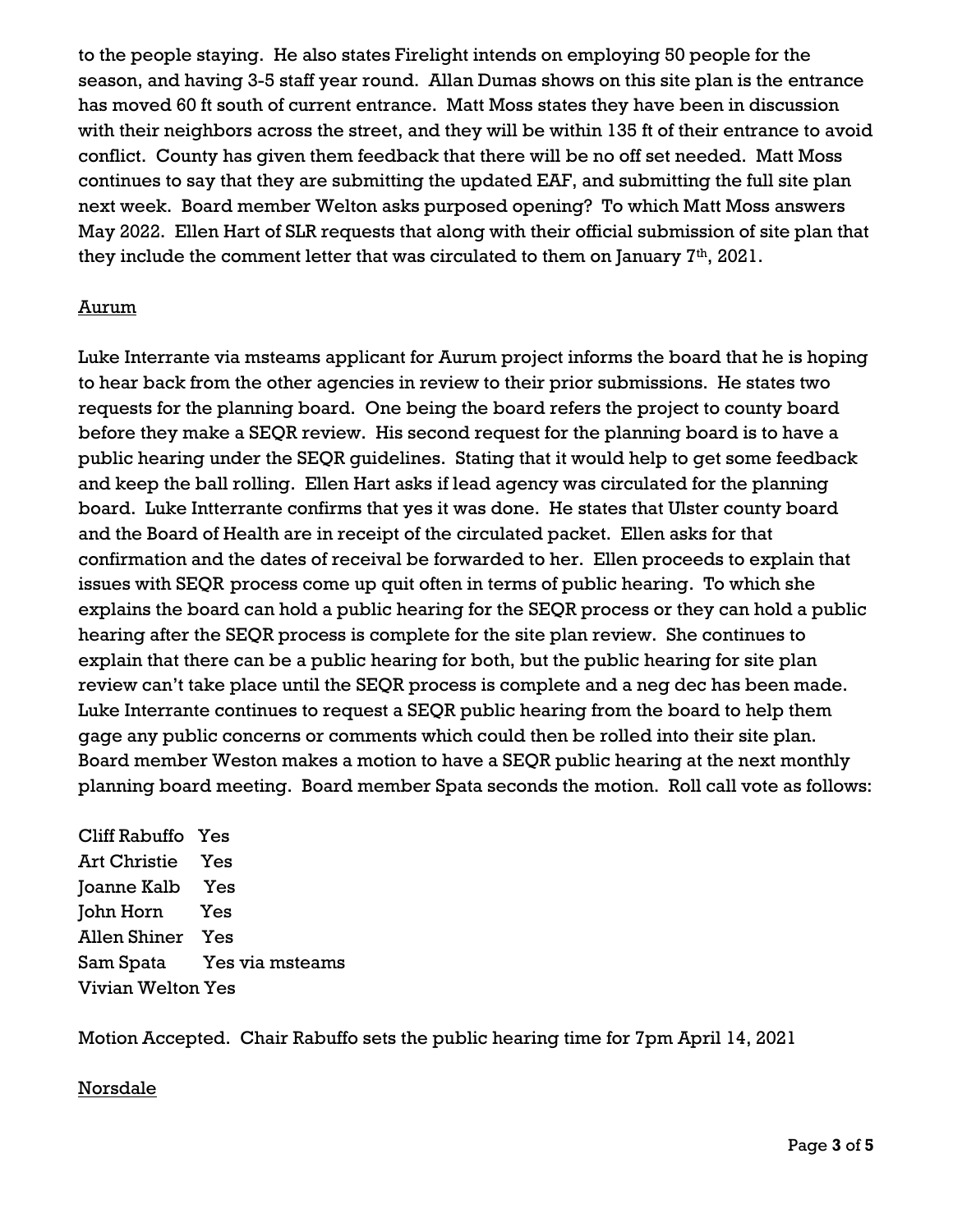to the people staying. He also states Firelight intends on employing 50 people for the season, and having 3-5 staff year round. Allan Dumas shows on this site plan is the entrance has moved 60 ft south of current entrance. Matt Moss states they have been in discussion with their neighbors across the street, and they will be within 135 ft of their entrance to avoid conflict. County has given them feedback that there will be no off set needed. Matt Moss continues to say that they are submitting the updated EAF, and submitting the full site plan next week. Board member Welton asks purposed opening? To which Matt Moss answers May 2022. Ellen Hart of SLR requests that along with their official submission of site plan that they include the comment letter that was circulated to them on January 7th, 2021.

<u>Aurum</u>

Luke Interrante via msteams applicant for Aurum project informs the board that he is hoping to hear back from the other agencies in review to their prior submissions. He states two requests for the planning board. One being the board refers the project to county board before they make a SEQR review. His second request for the planning board is to have a public hearing under the SEQR guidelines. Stating that it would help to get some feedback and keep the ball rolling. Ellen Hart asks if lead agency was circulated for the planning board. Luke Intterrante confirms that yes it was done. He states that Ulster county board and the Board of Health are in receipt of the circulated packet. Ellen asks for that confirmation and the dates of receival be forwarded to her. Ellen proceeds to explain that issues with SEQR process come up quit often in terms of public hearing. To which she explains the board can hold a public hearing for the SEQR process or they can hold a public hearing after the SEQR process is complete for the site plan review. She continues to explain that there can be a public hearing for both, but the public hearing for site plan review can't take place until the SEQR process is complete and a neg dec has been made. Luke Interrante continues to request a SEQR public hearing from the board to help them gage any public concerns or comments which could then be rolled into their site plan. Board member Weston makes a motion to have a SEQR public hearing at the next monthly planning board meeting. Board member Spata seconds the motion. Roll call vote as follows:

Cliff Rabuffo Yes
Art Christie Yes
Joanne Kalb Yes
John Horn Yes
Allen Shiner Yes
Sam Spata Yes via msteams
Vivian Welton Yes

Motion Accepted. Chair Rabuffo sets the public hearing time for 7pm April 14, 2021

<u>Norsdale</u>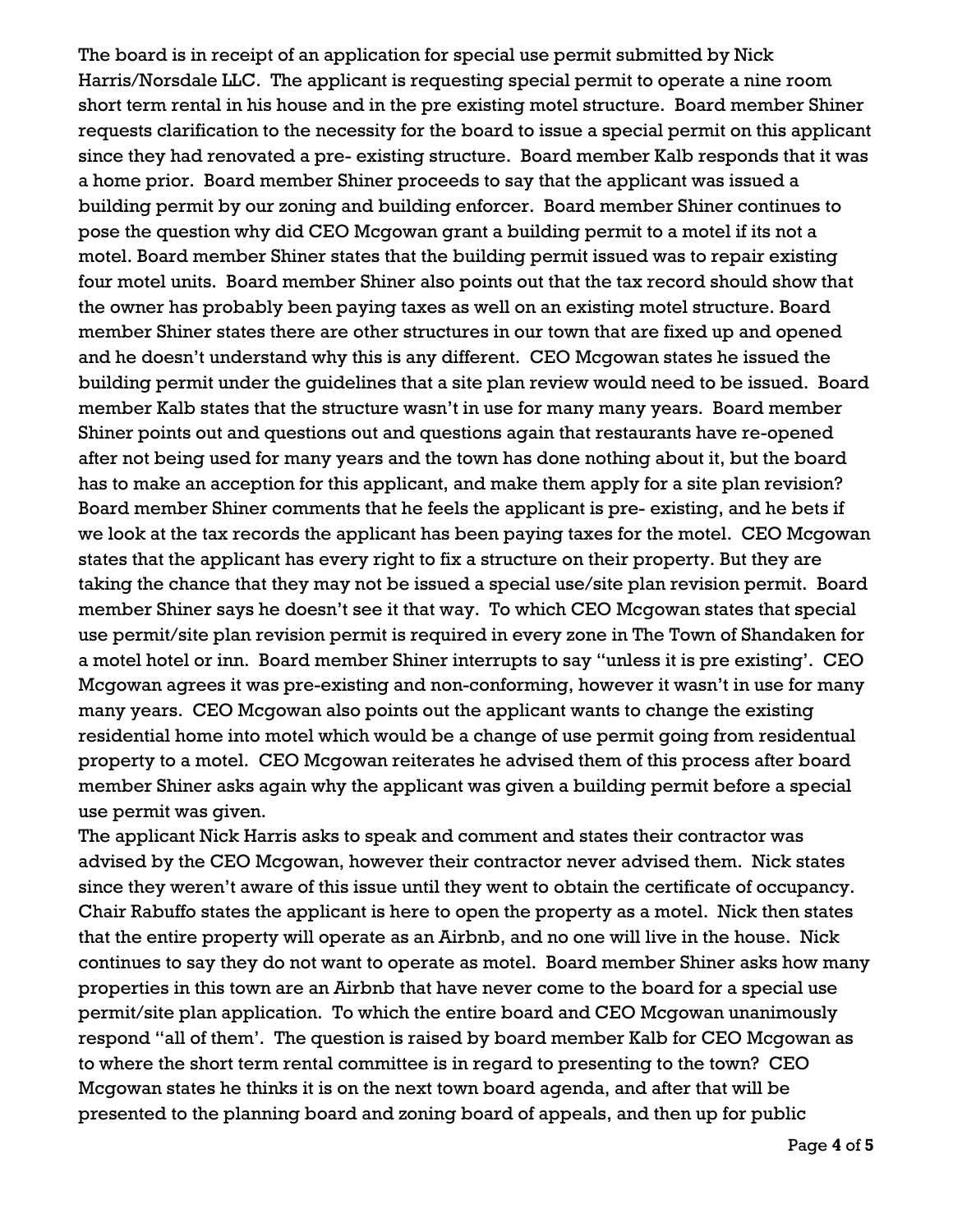The board is in receipt of an application for special use permit submitted by Nick Harris/Norsdale LLC. The applicant is requesting special permit to operate a nine room short term rental in his house and in the pre existing motel structure. Board member Shiner requests clarification to the necessity for the board to issue a special permit on this applicant since they had renovated a pre- existing structure. Board member Kalb responds that it was a home prior. Board member Shiner proceeds to say that the applicant was issued a building permit by our zoning and building enforcer. Board member Shiner continues to pose the question why did CEO Mcgowan grant a building permit to a motel if its not a motel. Board member Shiner states that the building permit issued was to repair existing four motel units. Board member Shiner also points out that the tax record should show that the owner has probably been paying taxes as well on an existing motel structure. Board member Shiner states there are other structures in our town that are fixed up and opened and he doesn't understand why this is any different. CEO Mcgowan states he issued the building permit under the guidelines that a site plan review would need to be issued. Board member Kalb states that the structure wasn't in use for many many years. Board member Shiner points out and questions out and questions again that restaurants have re-opened after not being used for many years and the town has done nothing about it, but the board has to make an acception for this applicant, and make them apply for a site plan revision? Board member Shiner comments that he feels the applicant is pre- existing, and he bets if we look at the tax records the applicant has been paying taxes for the motel. CEO Mcgowan states that the applicant has every right to fix a structure on their property. But they are taking the chance that they may not be issued a special use/site plan revision permit. Board member Shiner says he doesn't see it that way. To which CEO Mcgowan states that special use permit/site plan revision permit is required in every zone in The Town of Shandaken for a motel hotel or inn. Board member Shiner interrupts to say "unless it is pre existing'. CEO Mcgowan agrees it was pre-existing and non-conforming, however it wasn't in use for many many years. CEO Mcgowan also points out the applicant wants to change the existing residential home into motel which would be a change of use permit going from residentual property to a motel. CEO Mcgowan reiterates he advised them of this process after board member Shiner asks again why the applicant was given a building permit before a special use permit was given.

The applicant Nick Harris asks to speak and comment and states their contractor was advised by the CEO Mcgowan, however their contractor never advised them. Nick states since they weren't aware of this issue until they went to obtain the certificate of occupancy. Chair Rabuffo states the applicant is here to open the property as a motel. Nick then states that the entire property will operate as an Airbnb, and no one will live in the house. Nick continues to say they do not want to operate as motel. Board member Shiner asks how many properties in this town are an Airbnb that have never come to the board for a special use permit/site plan application. To which the entire board and CEO Mcgowan unanimously respond "all of them'. The question is raised by board member Kalb for CEO Mcgowan as to where the short term rental committee is in regard to presenting to the town? CEO Mcgowan states he thinks it is on the next town board agenda, and after that will be presented to the planning board and zoning board of appeals, and then up for public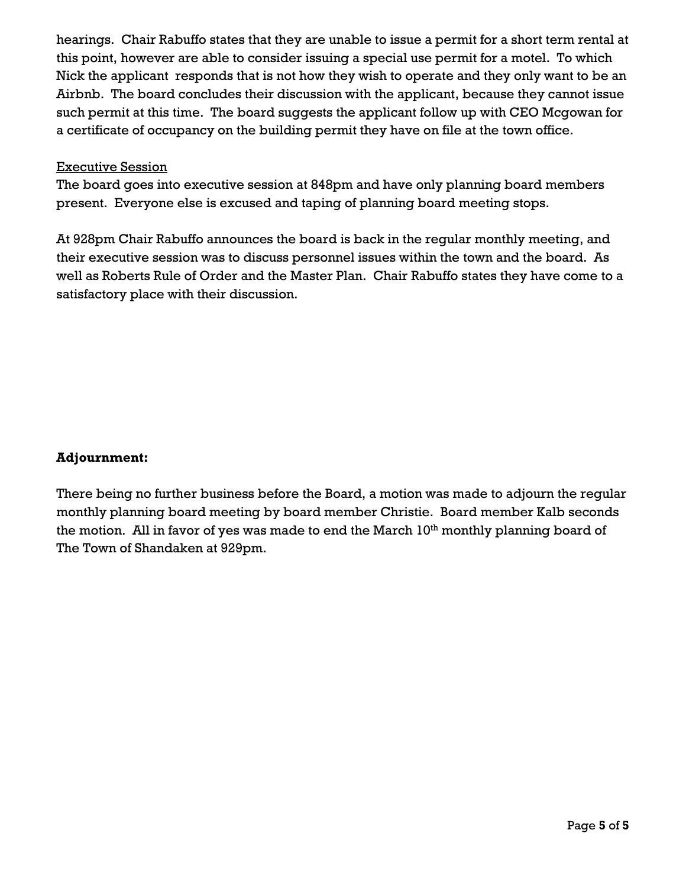hearings. Chair Rabuffo states that they are unable to issue a permit for a short term rental at this point, however are able to consider issuing a special use permit for a motel. To which Nick the applicant responds that is not how they wish to operate and they only want to be an Airbnb. The board concludes their discussion with the applicant, because they cannot issue such permit at this time. The board suggests the applicant follow up with CEO Mcgowan for a certificate of occupancy on the building permit they have on file at the town office.

<u>Executive Session</u>

The board goes into executive session at 848pm and have only planning board members present. Everyone else is excused and taping of planning board meeting stops.

At 928pm Chair Rabuffo announces the board is back in the regular monthly meeting, and their executive session was to discuss personnel issues within the town and the board. As well as Roberts Rule of Order and the Master Plan. Chair Rabuffo states they have come to a satisfactory place with their discussion.

**Adjournment:**

There being no further business before the Board, a motion was made to adjourn the regular monthly planning board meeting by board member Christie. Board member Kalb seconds the motion. All in favor of yes was made to end the March 10th monthly planning board of The Town of Shandaken at 929pm.